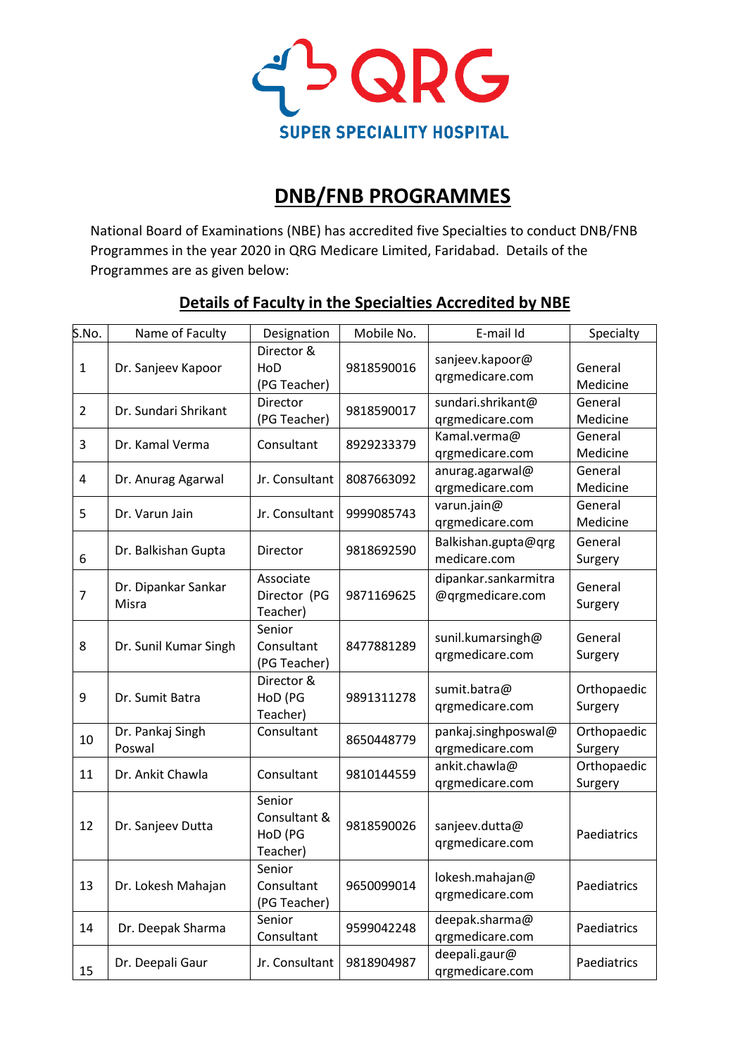QRG
SUPER SPECIALITY HOSPITAL

# DNB/FNB PROGRAMMES

National Board of Examinations (NBE) has accredited five Specialties to conduct DNB/FNB Programmes in the year 2020 in QRG Medicare Limited, Faridabad. Details of the Programmes are as given below:

## Details of Faculty in the Specialties Accredited by NBE

| S.No. | Name of Faculty | Designation | Mobile No. | E-mail Id | Specialty |
|---|---|---|---|---|---|
| 1 | Dr. Sanjeev Kapoor | Director & HoD (PG Teacher) | 9818590016 | sanjeev.kapoor@qrgmedicare.com | General Medicine |
| 2 | Dr. Sundari Shrikant | Director (PG Teacher) | 9818590017 | sundari.shrikant@qrgmedicare.com | General Medicine |
| 3 | Dr. Kamal Verma | Consultant | 8929233379 | Kamal.verma@qrgmedicare.com | General Medicine |
| 4 | Dr. Anurag Agarwal | Jr. Consultant | 8087663092 | anurag.agarwal@qrgmedicare.com | General Medicine |
| 5 | Dr. Varun Jain | Jr. Consultant | 9999085743 | varun.jain@qrgmedicare.com | General Medicine |
| 6 | Dr. Balkishan Gupta | Director | 9818692590 | Balkishan.gupta@qrgmedicare.com | General Surgery |
| 7 | Dr. Dipankar Sankar Misra | Associate Director (PG Teacher) | 9871169625 | dipankar.sankarmitra@qrgmedicare.com | General Surgery |
| 8 | Dr. Sunil Kumar Singh | Senior Consultant (PG Teacher) | 8477881289 | sunil.kumarsingh@qrgmedicare.com | General Surgery |
| 9 | Dr. Sumit Batra | Director & HoD (PG Teacher) | 9891311278 | sumit.batra@qrgmedicare.com | Orthopaedic Surgery |
| 10 | Dr. Pankaj Singh Poswal | Consultant | 8650448779 | pankaj.singhposwal@qrgmedicare.com | Orthopaedic Surgery |
| 11 | Dr. Ankit Chawla | Consultant | 9810144559 | ankit.chawla@qrgmedicare.com | Orthopaedic Surgery |
| 12 | Dr. Sanjeev Dutta | Senior Consultant & HoD (PG Teacher) | 9818590026 | sanjeev.dutta@qrgmedicare.com | Paediatrics |
| 13 | Dr. Lokesh Mahajan | Senior Consultant (PG Teacher) | 9650099014 | lokesh.mahajan@qrgmedicare.com | Paediatrics |
| 14 | Dr. Deepak Sharma | Senior Consultant | 9599042248 | deepak.sharma@qrgmedicare.com | Paediatrics |
| 15 | Dr. Deepali Gaur | Jr. Consultant | 9818904987 | deepali.gaur@qrgmedicare.com | Paediatrics |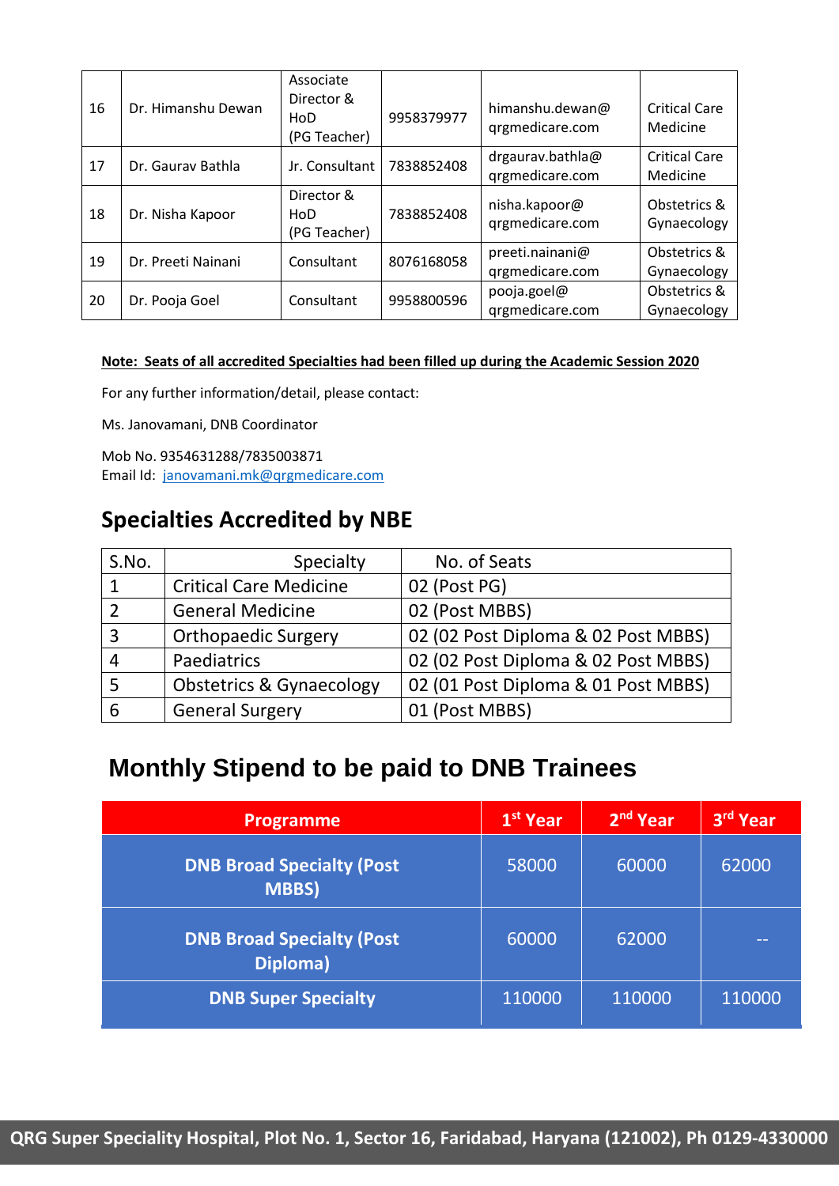| | | | | | |
|---|---|---|---|---|---|
| 16 | Dr. Himanshu Dewan | Associate Director & HoD (PG Teacher) | 9958379977 | himanshu.dewan@qrgmedicare.com | Critical Care Medicine |
| 17 | Dr. Gaurav Bathla | Jr. Consultant | 7838852408 | drgaurav.bathla@qrgmedicare.com | Critical Care Medicine |
| 18 | Dr. Nisha Kapoor | Director & HoD (PG Teacher) | 7838852408 | nisha.kapoor@qrgmedicare.com | Obstetrics & Gynaecology |
| 19 | Dr. Preeti Nainani | Consultant | 8076168058 | preeti.nainani@qrgmedicare.com | Obstetrics & Gynaecology |
| 20 | Dr. Pooja Goel | Consultant | 9958800596 | pooja.goel@qrgmedicare.com | Obstetrics & Gynaecology |

**Note: Seats of all accredited Specialties had been filled up during the Academic Session 2020**

For any further information/detail, please contact:

Ms. Janovamani, DNB Coordinator

Mob No. 9354631288/7835003871
Email Id: janovamani.mk@qrgmedicare.com

## Specialties Accredited by NBE

| S.No. | Specialty | No. of Seats |
|---|---|---|
| 1 | Critical Care Medicine | 02 (Post PG) |
| 2 | General Medicine | 02 (Post MBBS) |
| 3 | Orthopaedic Surgery | 02 (02 Post Diploma & 02 Post MBBS) |
| 4 | Paediatrics | 02 (02 Post Diploma & 02 Post MBBS) |
| 5 | Obstetrics & Gynaecology | 02 (01 Post Diploma & 01 Post MBBS) |
| 6 | General Surgery | 01 (Post MBBS) |

## Monthly Stipend to be paid to DNB Trainees

| Programme | 1st Year | 2nd Year | 3rd Year |
|---|---|---|---|
| DNB Broad Specialty (Post MBBS) | 58000 | 60000 | 62000 |
| DNB Broad Specialty (Post Diploma) | 60000 | 62000 | -- |
| DNB Super Specialty | 110000 | 110000 | 110000 |

QRG Super Speciality Hospital, Plot No. 1, Sector 16, Faridabad, Haryana (121002), Ph 0129-4330000